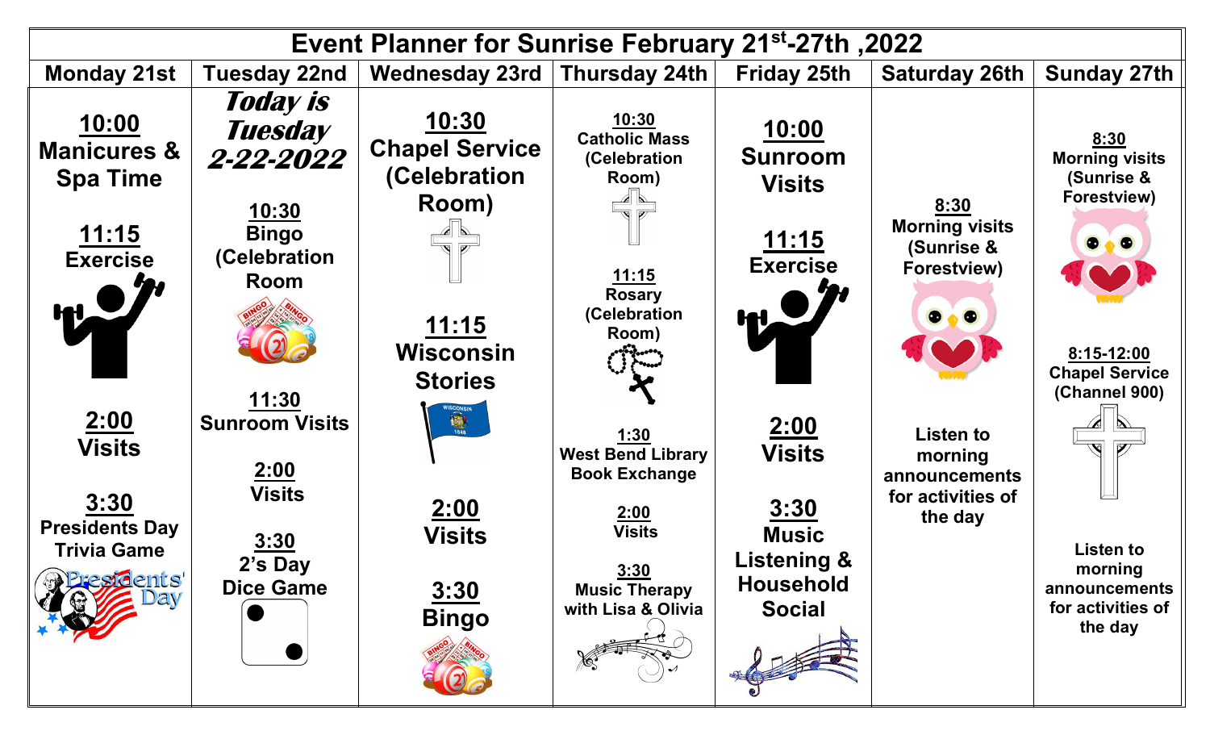# Event Planner for Sunrise February 21st-27th ,2022

| Monday 21st | Tuesday 22nd | Wednesday 23rd | Thursday 24th | Friday 25th | Saturday 26th | Sunday 27th |
|---|---|---|---|---|---|---|
| **10:00** Manicures & Spa Time<br><br>**11:15** Exercise<br><br>**2:00** Visits<br><br>**3:30** Presidents Day Trivia Game<br><br>Presidents' Day | ***Today is Tuesday 2-22-2022***<br><br>**10:30** Bingo (Celebration Room<br><br>**11:30** Sunroom Visits<br><br>**2:00** Visits<br><br>**3:30** 2's Day Dice Game | **10:30** Chapel Service (Celebration Room)<br><br>**11:15** Wisconsin Stories<br><br>**2:00** Visits<br><br>**3:30** Bingo | **10:30** Catholic Mass (Celebration Room)<br><br>**11:15** Rosary (Celebration Room)<br><br>**1:30** West Bend Library Book Exchange<br><br>**2:00** Visits<br><br>**3:30** Music Therapy with Lisa & Olivia | **10:00** Sunroom Visits<br><br>**11:15** Exercise<br><br>**2:00** Visits<br><br>**3:30** Music Listening & Household Social | **8:30** Morning visits (Sunrise & Forestview)<br><br>Listen to morning announcements for activities of the day | **8:30** Morning visits (Sunrise & Forestview)<br><br>**8:15-12:00** Chapel Service (Channel 900)<br><br>Listen to morning announcements for activities of the day |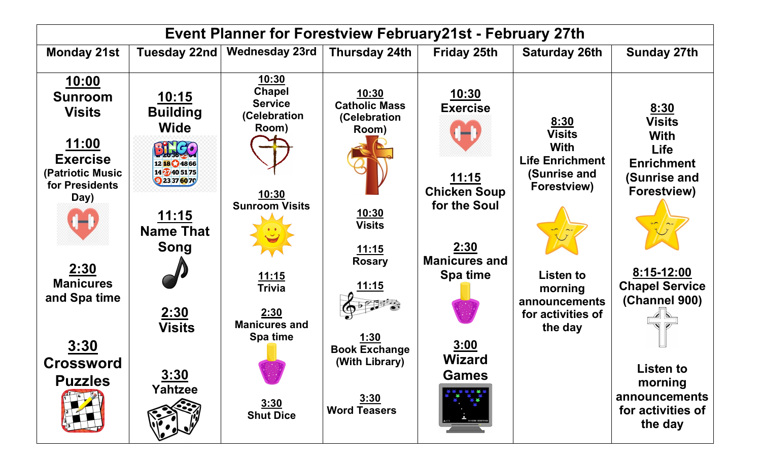# Event Planner for Forestview February21st - February 27th

| Monday 21st | Tuesday 22nd | Wednesday 23rd | Thursday 24th | Friday 25th | Saturday 26th | Sunday 27th |
|---|---|---|---|---|---|---|
| **10:00** Sunroom Visits<br><br>**11:00** Exercise (Patriotic Music for Presidents Day)<br><br>**2:30** Manicures and Spa time<br><br>**3:30** Crossword Puzzles | **10:15** Building Wide<br><br>**11:15** Name That Song<br><br>**2:30** Visits<br><br>**3:30** Yahtzee | **10:30** Chapel Service (Celebration Room)<br><br>**10:30** Sunroom Visits<br><br>**11:15** Trivia<br><br>**2:30** Manicures and Spa time<br><br>**3:30** Shut Dice | **10:30** Catholic Mass (Celebration Room)<br><br>**10:30** Visits<br><br>**11:15** Rosary<br><br>**11:15**<br><br>**1:30** Book Exchange (With Library)<br><br>**3:30** Word Teasers | **10:30** Exercise<br><br>**11:15** Chicken Soup for the Soul<br><br>**2:30** Manicures and Spa time<br><br>**3:00** Wizard Games | **8:30** Visits With Life Enrichment (Sunrise and Forestview)<br><br>Listen to morning announcements for activities of the day | **8:30** Visits With Life Enrichment (Sunrise and Forestview)<br><br>**8:15-12:00** Chapel Service (Channel 900)<br><br>Listen to morning announcements for activities of the day |